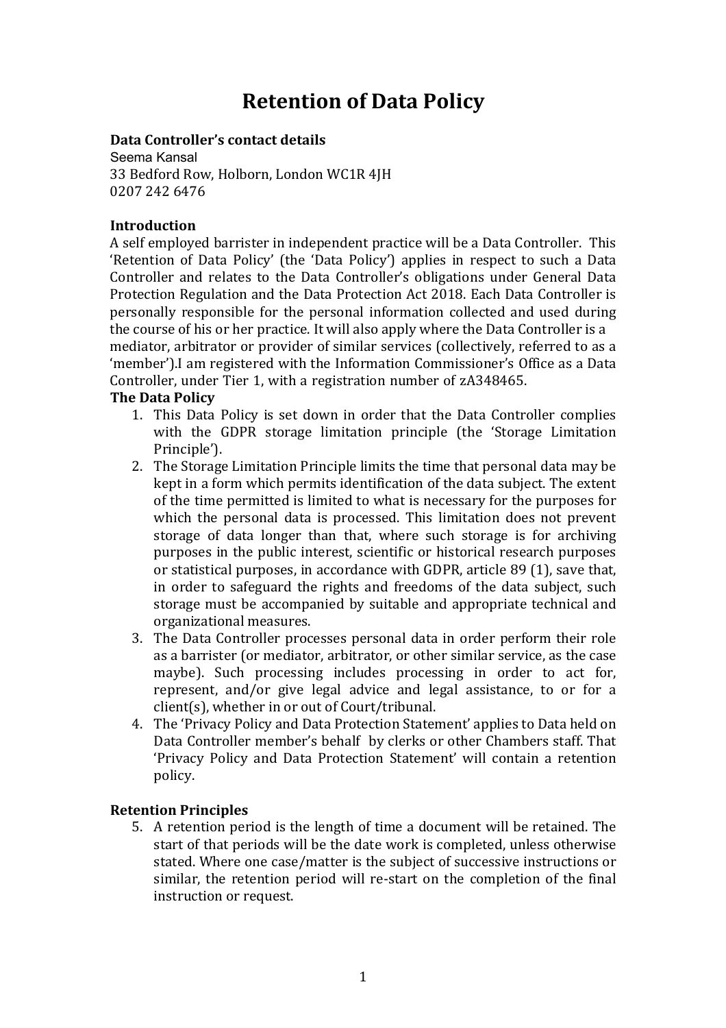# Retention of Data Policy

**Data Controller's contact details**

Seema Kansal
33 Bedford Row, Holborn, London WC1R 4JH
0207 242 6476

**Introduction**

A self employed barrister in independent practice will be a Data Controller. This 'Retention of Data Policy' (the 'Data Policy') applies in respect to such a Data Controller and relates to the Data Controller's obligations under General Data Protection Regulation and the Data Protection Act 2018. Each Data Controller is personally responsible for the personal information collected and used during the course of his or her practice. It will also apply where the Data Controller is a mediator, arbitrator or provider of similar services (collectively, referred to as a 'member').I am registered with the Information Commissioner's Office as a Data Controller, under Tier 1, with a registration number of zA348465.

**The Data Policy**

1. This Data Policy is set down in order that the Data Controller complies with the GDPR storage limitation principle (the 'Storage Limitation Principle').
2. The Storage Limitation Principle limits the time that personal data may be kept in a form which permits identification of the data subject. The extent of the time permitted is limited to what is necessary for the purposes for which the personal data is processed. This limitation does not prevent storage of data longer than that, where such storage is for archiving purposes in the public interest, scientific or historical research purposes or statistical purposes, in accordance with GDPR, article 89 (1), save that, in order to safeguard the rights and freedoms of the data subject, such storage must be accompanied by suitable and appropriate technical and organizational measures.
3. The Data Controller processes personal data in order perform their role as a barrister (or mediator, arbitrator, or other similar service, as the case maybe). Such processing includes processing in order to act for, represent, and/or give legal advice and legal assistance, to or for a client(s), whether in or out of Court/tribunal.
4. The 'Privacy Policy and Data Protection Statement' applies to Data held on Data Controller member's behalf by clerks or other Chambers staff. That 'Privacy Policy and Data Protection Statement' will contain a retention policy.

**Retention Principles**

5. A retention period is the length of time a document will be retained. The start of that periods will be the date work is completed, unless otherwise stated. Where one case/matter is the subject of successive instructions or similar, the retention period will re-start on the completion of the final instruction or request.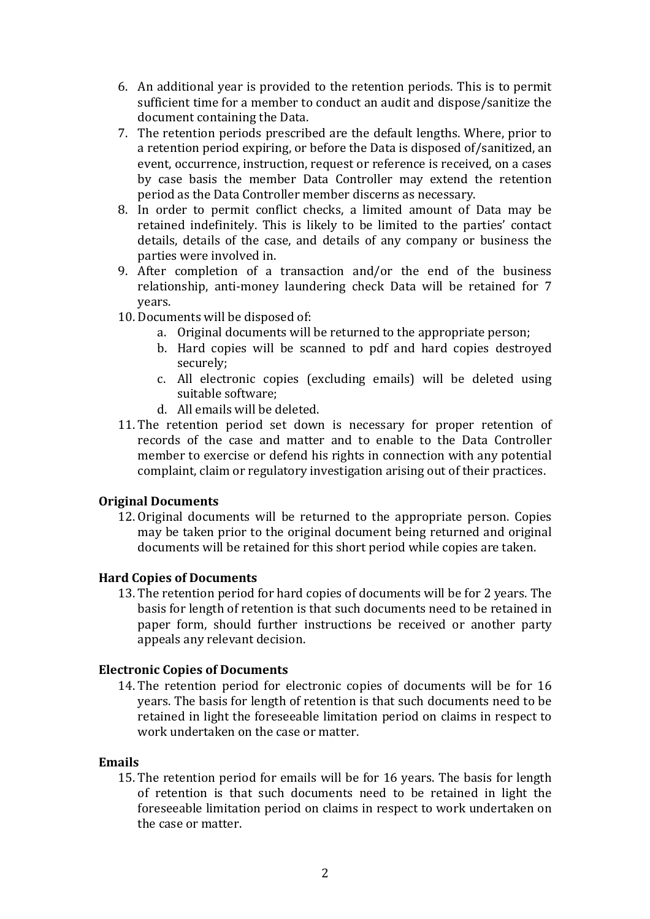6. An additional year is provided to the retention periods. This is to permit sufficient time for a member to conduct an audit and dispose/sanitize the document containing the Data.
7. The retention periods prescribed are the default lengths. Where, prior to a retention period expiring, or before the Data is disposed of/sanitized, an event, occurrence, instruction, request or reference is received, on a cases by case basis the member Data Controller may extend the retention period as the Data Controller member discerns as necessary.
8. In order to permit conflict checks, a limited amount of Data may be retained indefinitely. This is likely to be limited to the parties' contact details, details of the case, and details of any company or business the parties were involved in.
9. After completion of a transaction and/or the end of the business relationship, anti-money laundering check Data will be retained for 7 years.
10. Documents will be disposed of:
    a. Original documents will be returned to the appropriate person;
    b. Hard copies will be scanned to pdf and hard copies destroyed securely;
    c. All electronic copies (excluding emails) will be deleted using suitable software;
    d. All emails will be deleted.
11. The retention period set down is necessary for proper retention of records of the case and matter and to enable to the Data Controller member to exercise or defend his rights in connection with any potential complaint, claim or regulatory investigation arising out of their practices.

**Original Documents**

12. Original documents will be returned to the appropriate person. Copies may be taken prior to the original document being returned and original documents will be retained for this short period while copies are taken.

**Hard Copies of Documents**

13. The retention period for hard copies of documents will be for 2 years. The basis for length of retention is that such documents need to be retained in paper form, should further instructions be received or another party appeals any relevant decision.

**Electronic Copies of Documents**

14. The retention period for electronic copies of documents will be for 16 years. The basis for length of retention is that such documents need to be retained in light the foreseeable limitation period on claims in respect to work undertaken on the case or matter.

**Emails**

15. The retention period for emails will be for 16 years. The basis for length of retention is that such documents need to be retained in light the foreseeable limitation period on claims in respect to work undertaken on the case or matter.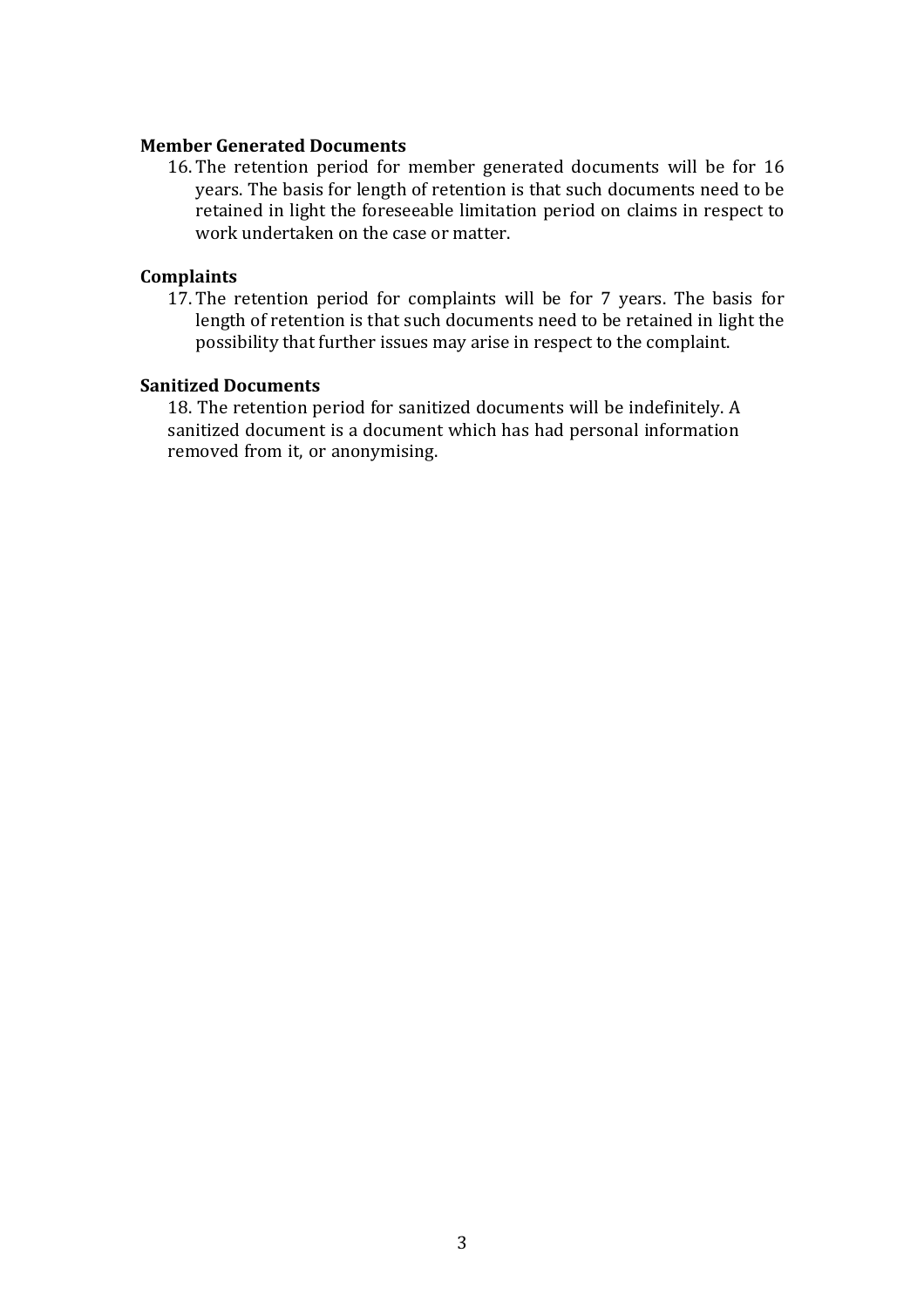**Member Generated Documents**

16. The retention period for member generated documents will be for 16 years. The basis for length of retention is that such documents need to be retained in light the foreseeable limitation period on claims in respect to work undertaken on the case or matter.

**Complaints**

17. The retention period for complaints will be for 7 years. The basis for length of retention is that such documents need to be retained in light the possibility that further issues may arise in respect to the complaint.

**Sanitized Documents**

18. The retention period for sanitized documents will be indefinitely. A sanitized document is a document which has had personal information removed from it, or anonymising.